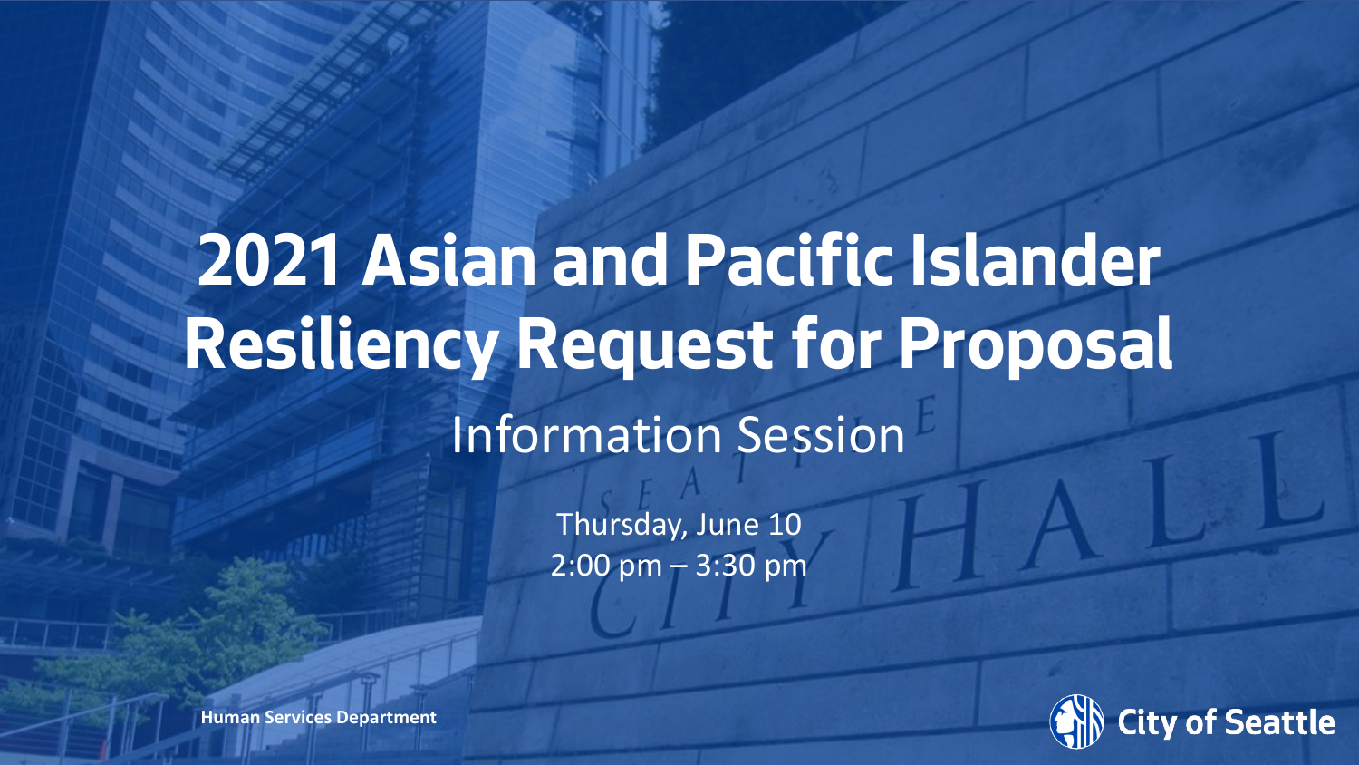# 2021 Asian and Pacific Islander Resiliency Request for Proposal

## Information Session

Thursday, June 10
2:00 pm – 3:30 pm

**Human Services Department**

City of Seattle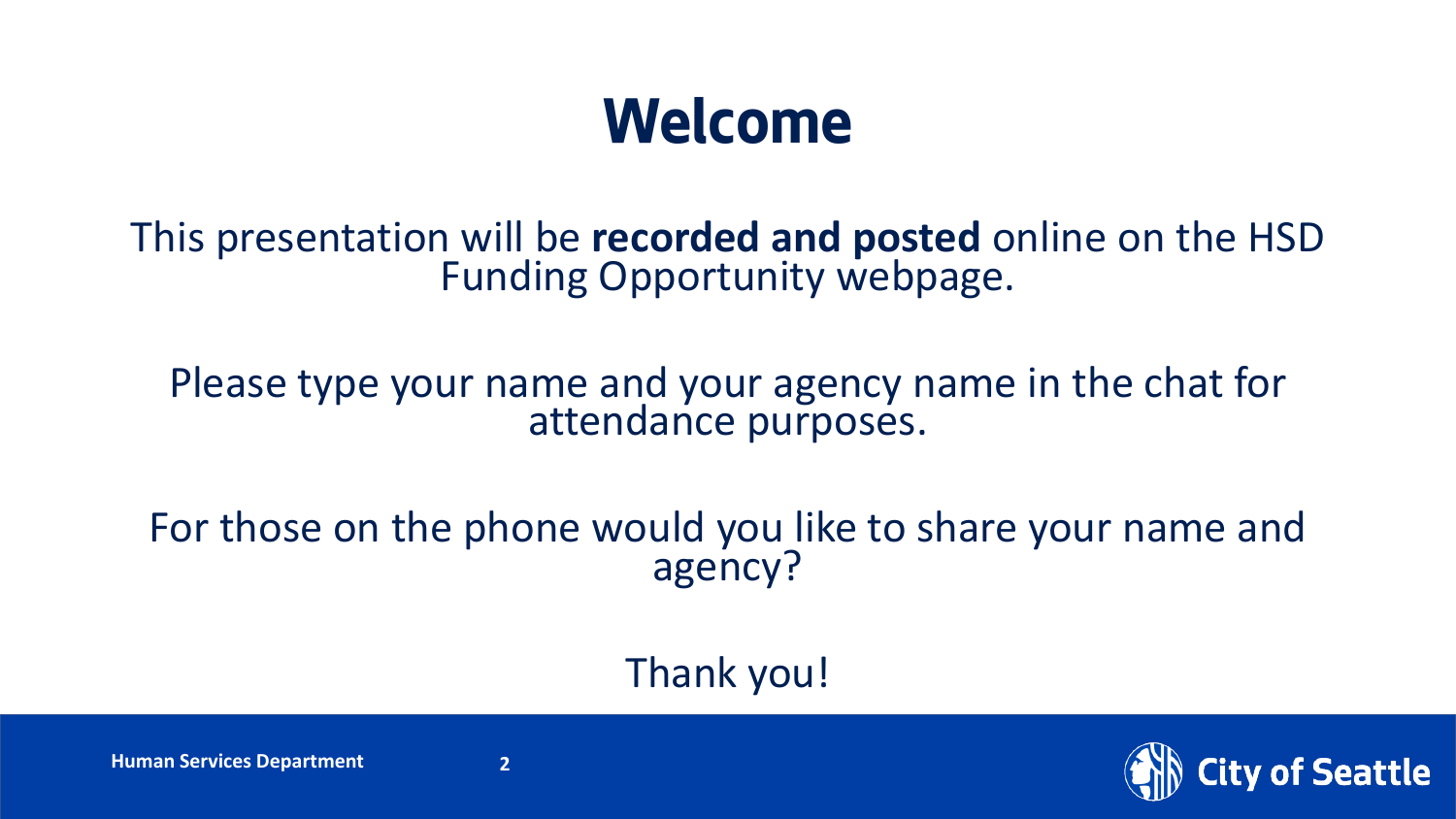# Welcome

This presentation will be **recorded and posted** online on the HSD Funding Opportunity webpage.

Please type your name and your agency name in the chat for attendance purposes.

For those on the phone would you like to share your name and agency?

Thank you!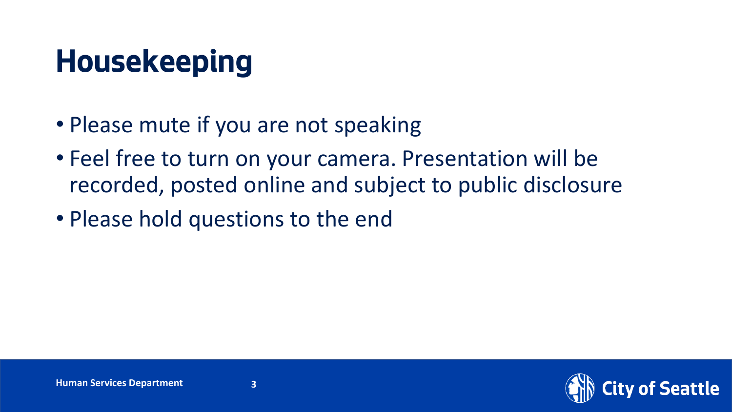# Housekeeping

- Please mute if you are not speaking
- Feel free to turn on your camera. Presentation will be recorded, posted online and subject to public disclosure
- Please hold questions to the end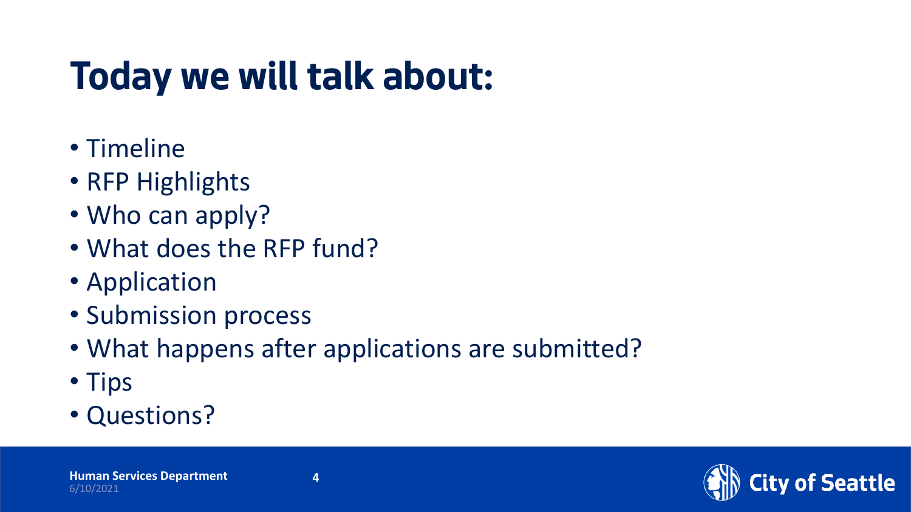# Today we will talk about:

- Timeline
- RFP Highlights
- Who can apply?
- What does the RFP fund?
- Application
- Submission process
- What happens after applications are submitted?
- Tips
- Questions?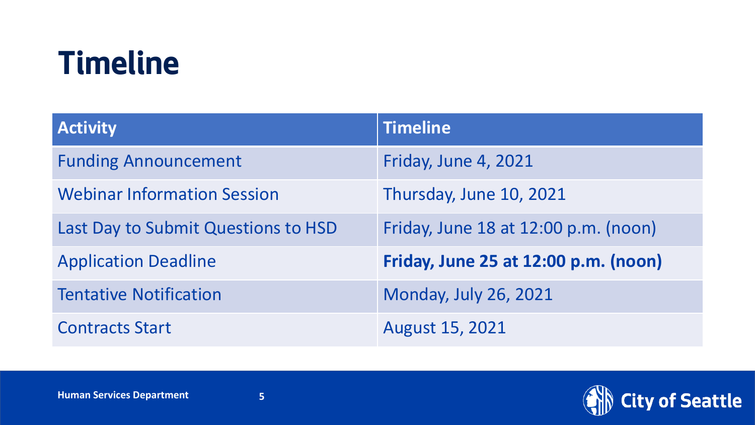# Timeline

| Activity | Timeline |
| --- | --- |
| Funding Announcement | Friday, June 4, 2021 |
| Webinar Information Session | Thursday, June 10, 2021 |
| Last Day to Submit Questions to HSD | Friday, June 18 at 12:00 p.m. (noon) |
| Application Deadline | **Friday, June 25 at 12:00 p.m. (noon)** |
| Tentative Notification | Monday, July 26, 2021 |
| Contracts Start | August 15, 2021 |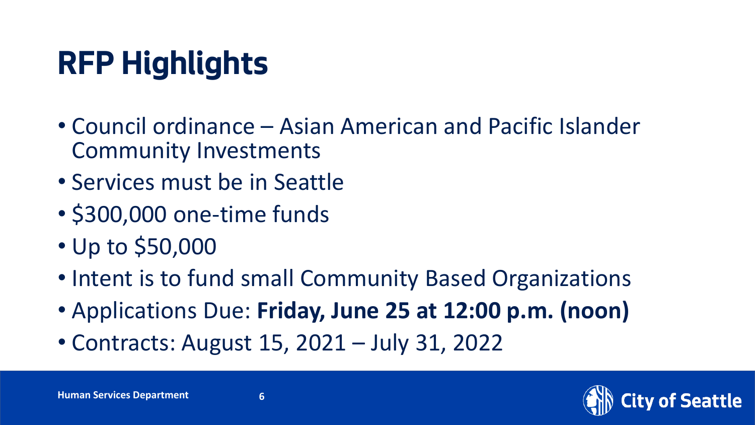# RFP Highlights

- Council ordinance – Asian American and Pacific Islander Community Investments
- Services must be in Seattle
- $300,000 one-time funds
- Up to $50,000
- Intent is to fund small Community Based Organizations
- Applications Due: **Friday, June 25 at 12:00 p.m. (noon)**
- Contracts: August 15, 2021 – July 31, 2022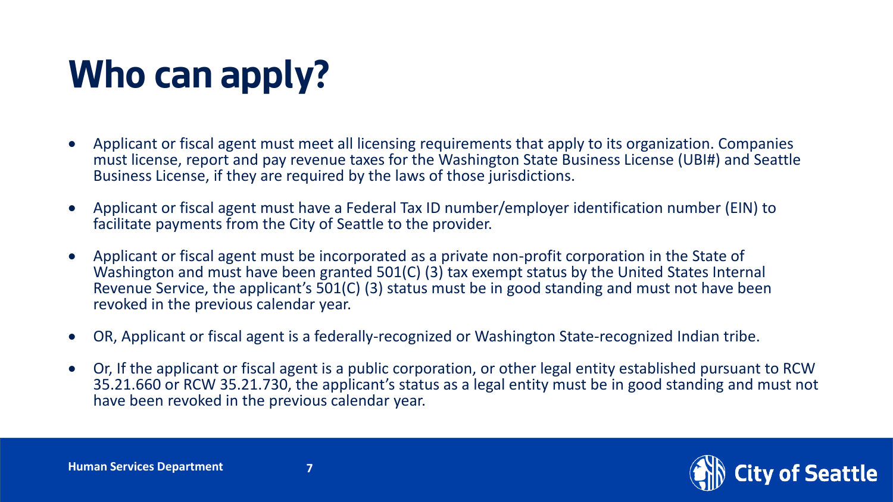# Who can apply?

- Applicant or fiscal agent must meet all licensing requirements that apply to its organization. Companies must license, report and pay revenue taxes for the Washington State Business License (UBI#) and Seattle Business License, if they are required by the laws of those jurisdictions.
- Applicant or fiscal agent must have a Federal Tax ID number/employer identification number (EIN) to facilitate payments from the City of Seattle to the provider.
- Applicant or fiscal agent must be incorporated as a private non-profit corporation in the State of Washington and must have been granted 501(C) (3) tax exempt status by the United States Internal Revenue Service, the applicant's 501(C) (3) status must be in good standing and must not have been revoked in the previous calendar year.
- OR, Applicant or fiscal agent is a federally-recognized or Washington State-recognized Indian tribe.
- Or, If the applicant or fiscal agent is a public corporation, or other legal entity established pursuant to RCW 35.21.660 or RCW 35.21.730, the applicant's status as a legal entity must be in good standing and must not have been revoked in the previous calendar year.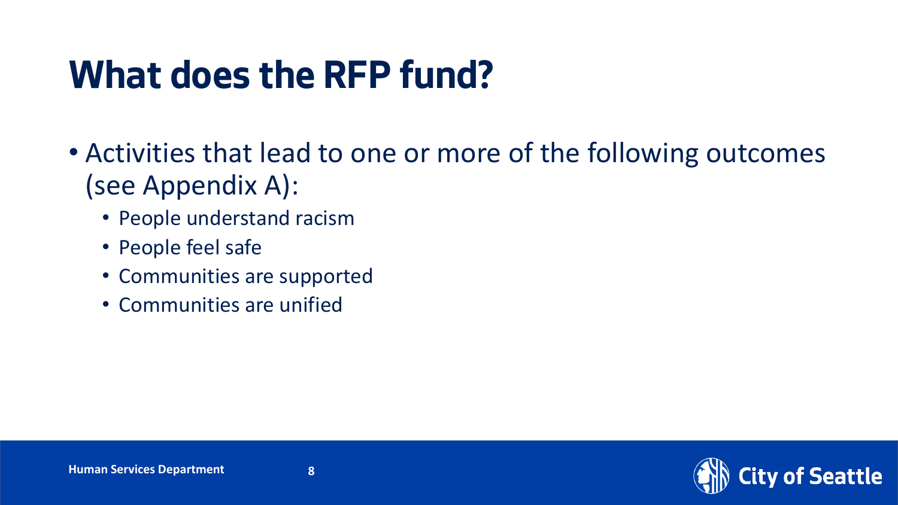# What does the RFP fund?

- Activities that lead to one or more of the following outcomes (see Appendix A):
  - People understand racism
  - People feel safe
  - Communities are supported
  - Communities are unified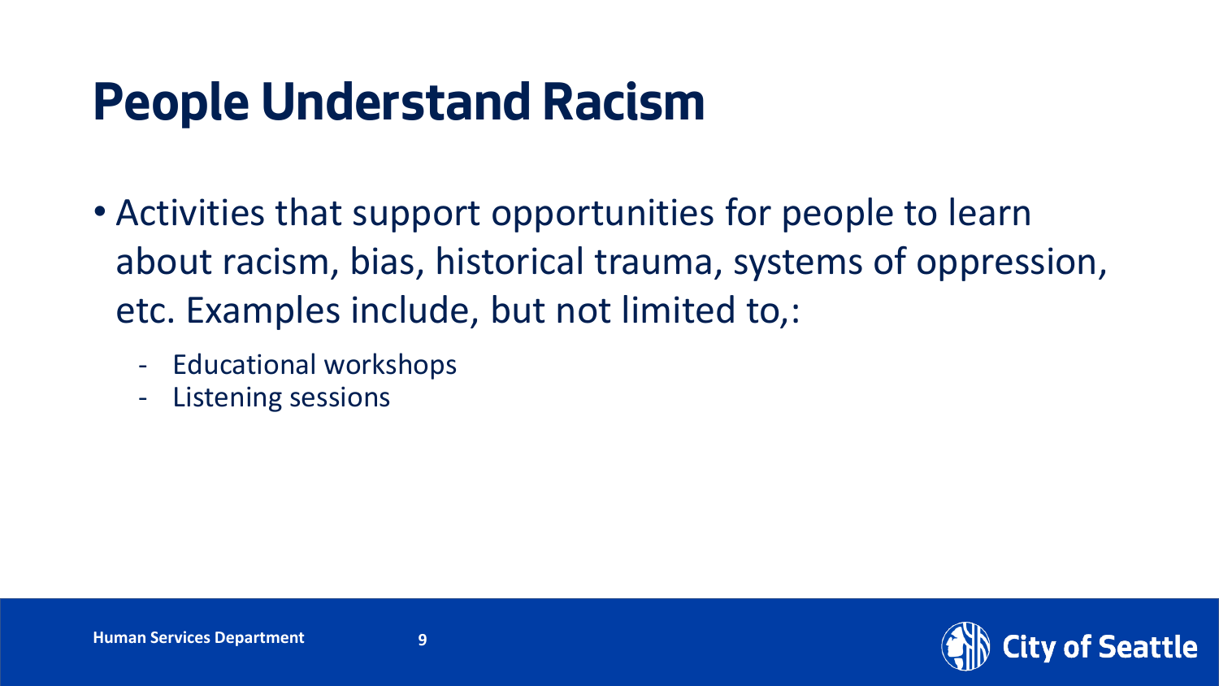# People Understand Racism

- Activities that support opportunities for people to learn about racism, bias, historical trauma, systems of oppression, etc. Examples include, but not limited to,:
  - Educational workshops
  - Listening sessions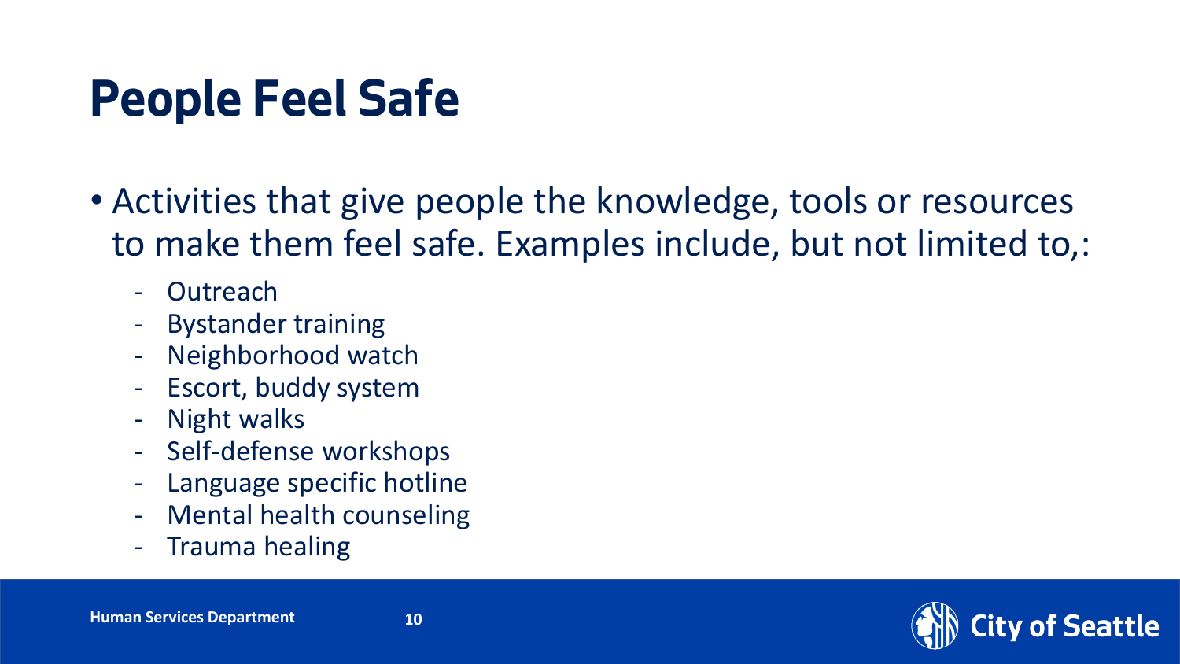# People Feel Safe

- Activities that give people the knowledge, tools or resources to make them feel safe. Examples include, but not limited to,:
  - Outreach
  - Bystander training
  - Neighborhood watch
  - Escort, buddy system
  - Night walks
  - Self-defense workshops
  - Language specific hotline
  - Mental health counseling
  - Trauma healing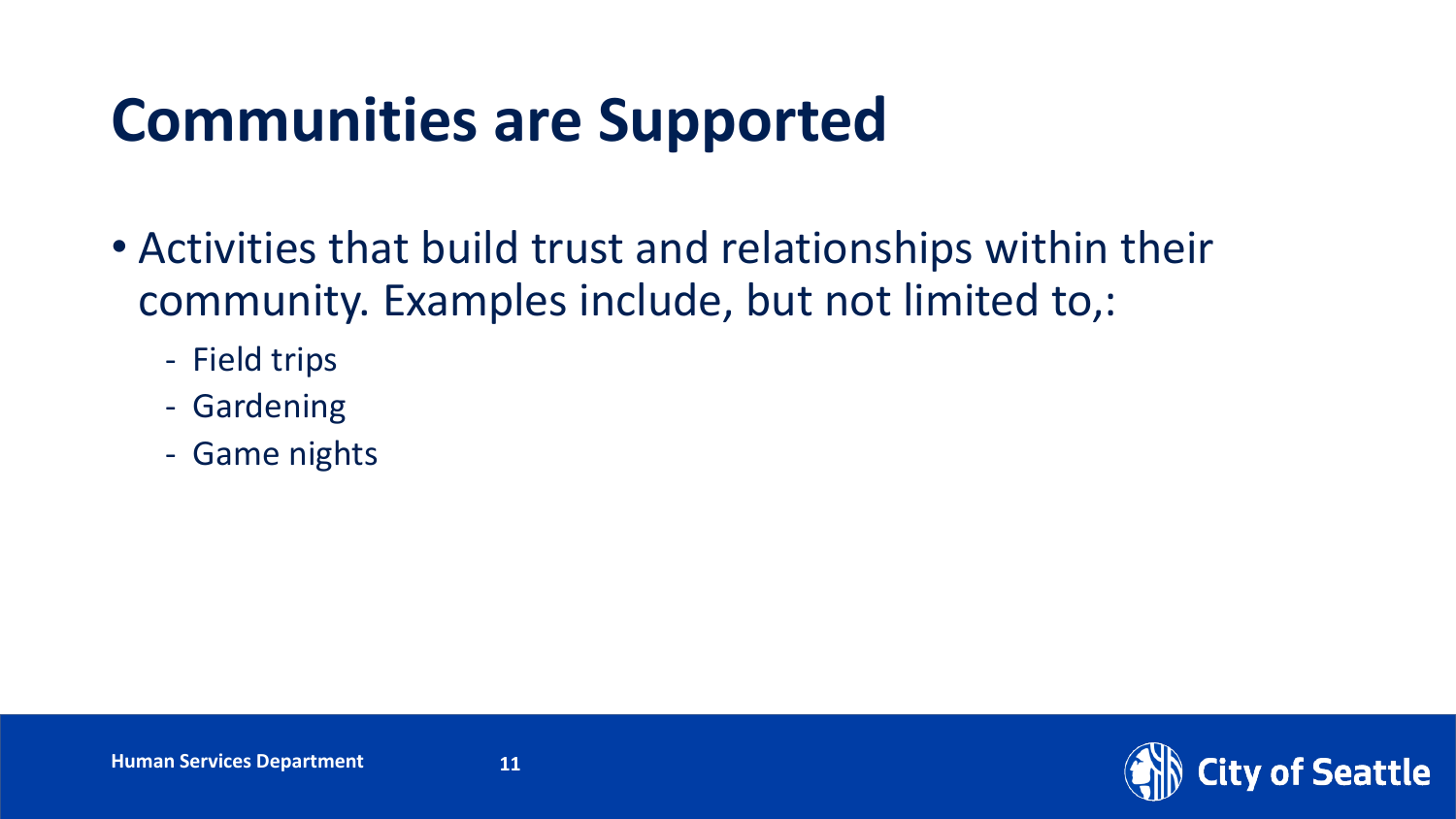# Communities are Supported

- Activities that build trust and relationships within their community. Examples include, but not limited to,:
  - Field trips
  - Gardening
  - Game nights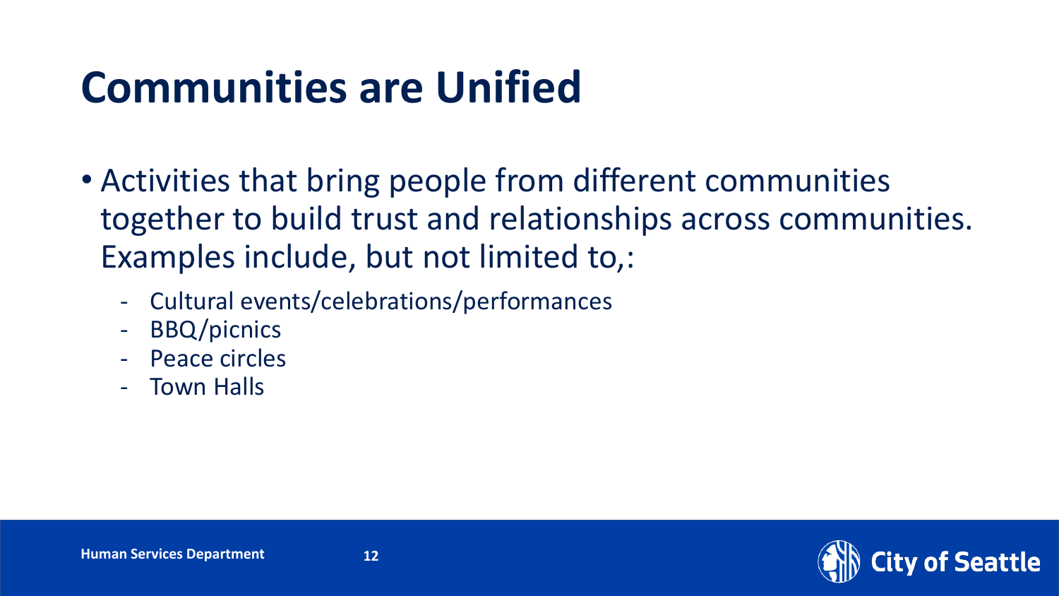# Communities are Unified

- Activities that bring people from different communities together to build trust and relationships across communities. Examples include, but not limited to,:
  - Cultural events/celebrations/performances
  - BBQ/picnics
  - Peace circles
  - Town Halls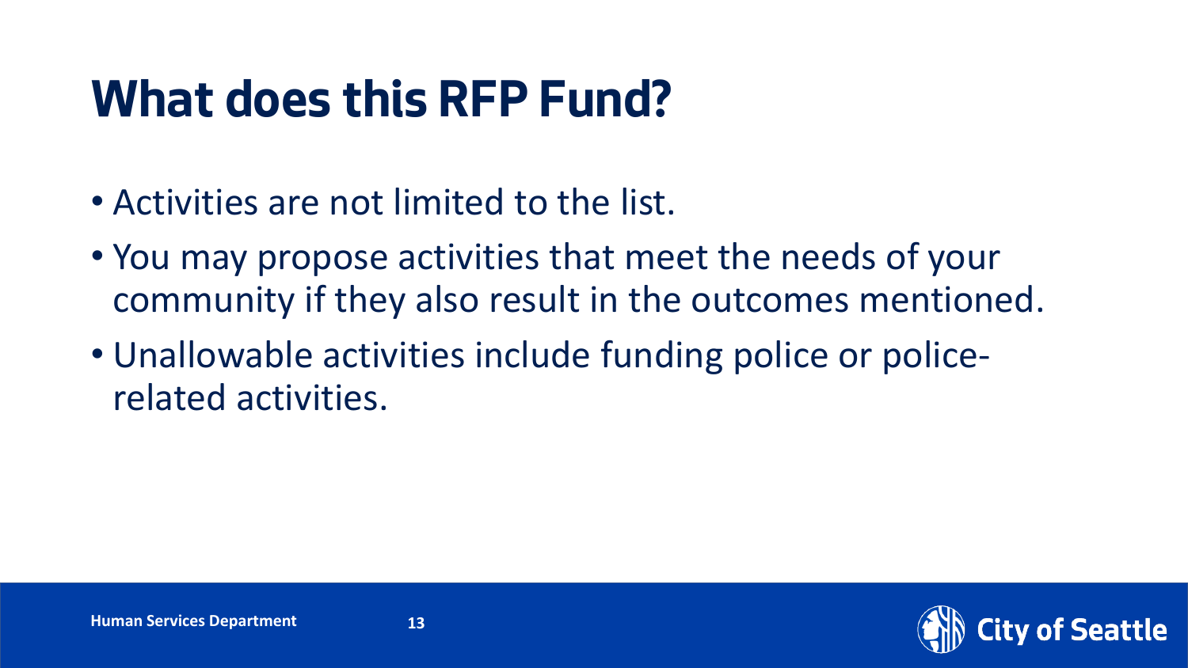# What does this RFP Fund?

- Activities are not limited to the list.
- You may propose activities that meet the needs of your community if they also result in the outcomes mentioned.
- Unallowable activities include funding police or police-related activities.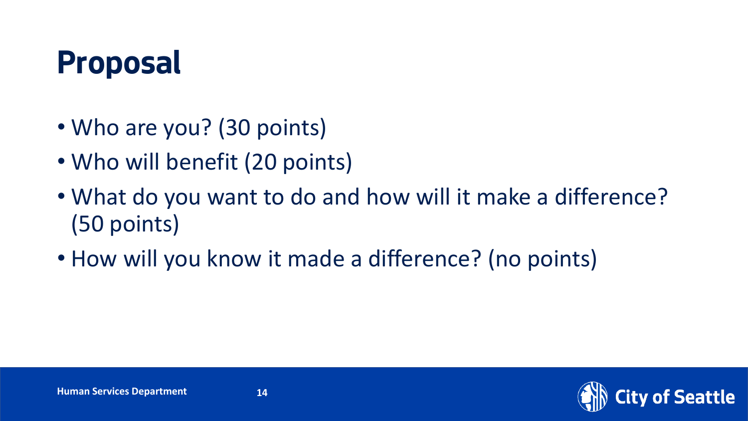# Proposal

- Who are you? (30 points)
- Who will benefit (20 points)
- What do you want to do and how will it make a difference? (50 points)
- How will you know it made a difference? (no points)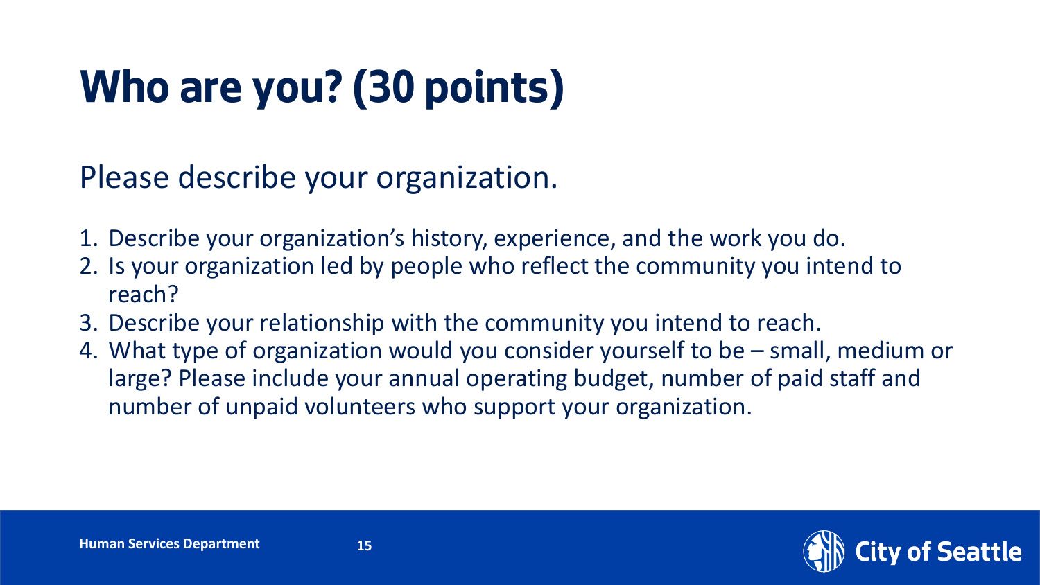# Who are you? (30 points)

Please describe your organization.

1. Describe your organization's history, experience, and the work you do.
2. Is your organization led by people who reflect the community you intend to reach?
3. Describe your relationship with the community you intend to reach.
4. What type of organization would you consider yourself to be – small, medium or large? Please include your annual operating budget, number of paid staff and number of unpaid volunteers who support your organization.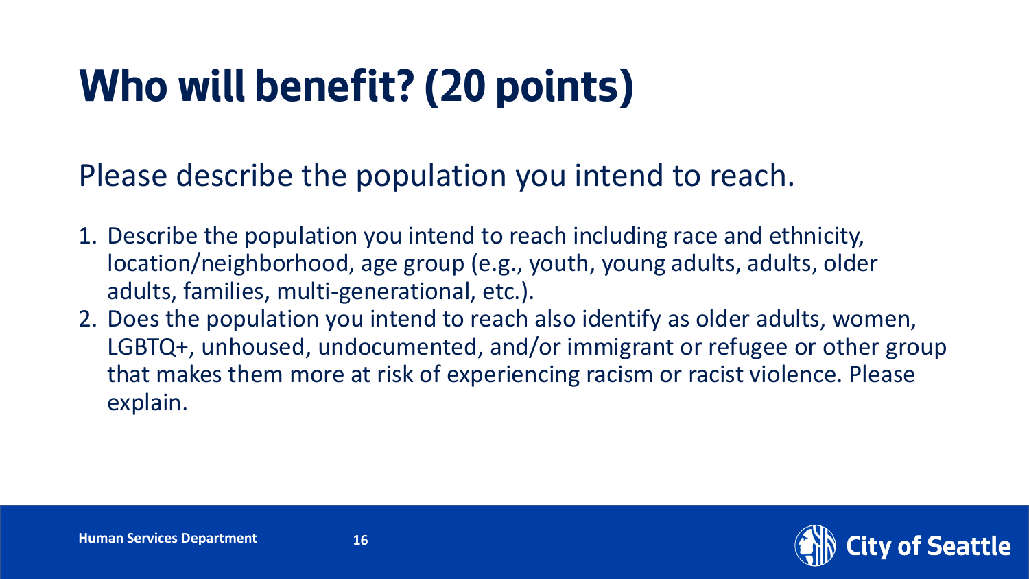# Who will benefit? (20 points)

Please describe the population you intend to reach.

1. Describe the population you intend to reach including race and ethnicity, location/neighborhood, age group (e.g., youth, young adults, adults, older adults, families, multi-generational, etc.).
2. Does the population you intend to reach also identify as older adults, women, LGBTQ+, unhoused, undocumented, and/or immigrant or refugee or other group that makes them more at risk of experiencing racism or racist violence. Please explain.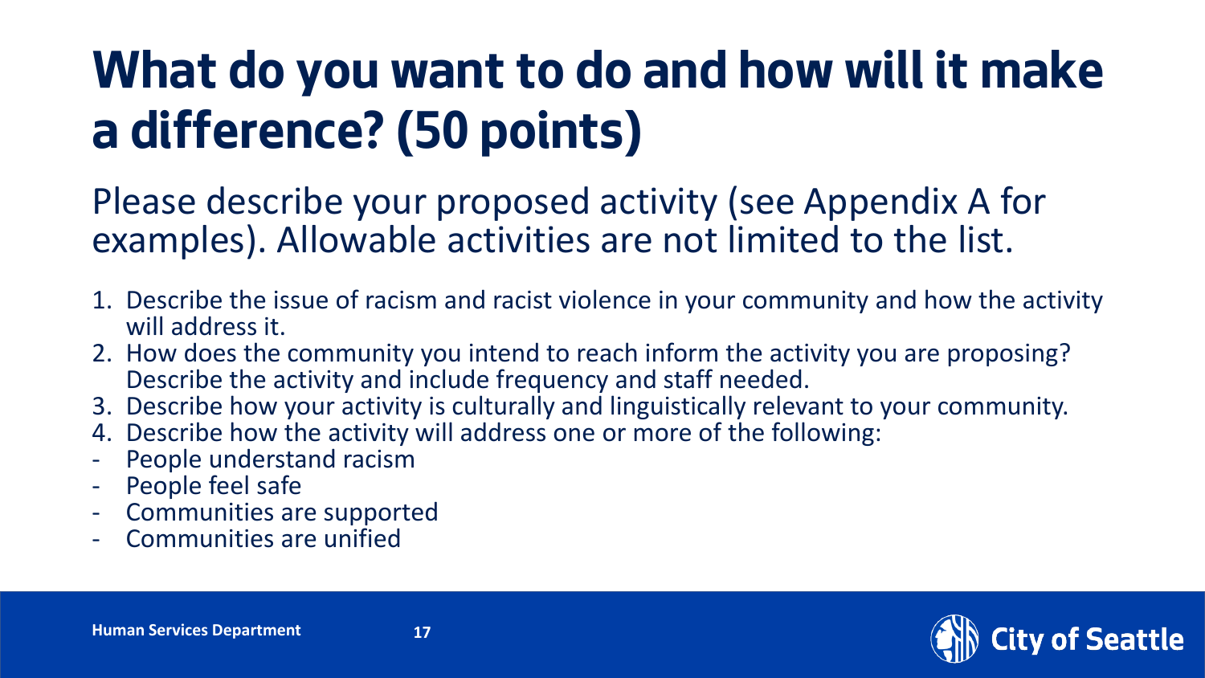# What do you want to do and how will it make a difference? (50 points)

Please describe your proposed activity (see Appendix A for examples). Allowable activities are not limited to the list.

1. Describe the issue of racism and racist violence in your community and how the activity will address it.
2. How does the community you intend to reach inform the activity you are proposing? Describe the activity and include frequency and staff needed.
3. Describe how your activity is culturally and linguistically relevant to your community.
4. Describe how the activity will address one or more of the following:

- People understand racism
- People feel safe
- Communities are supported
- Communities are unified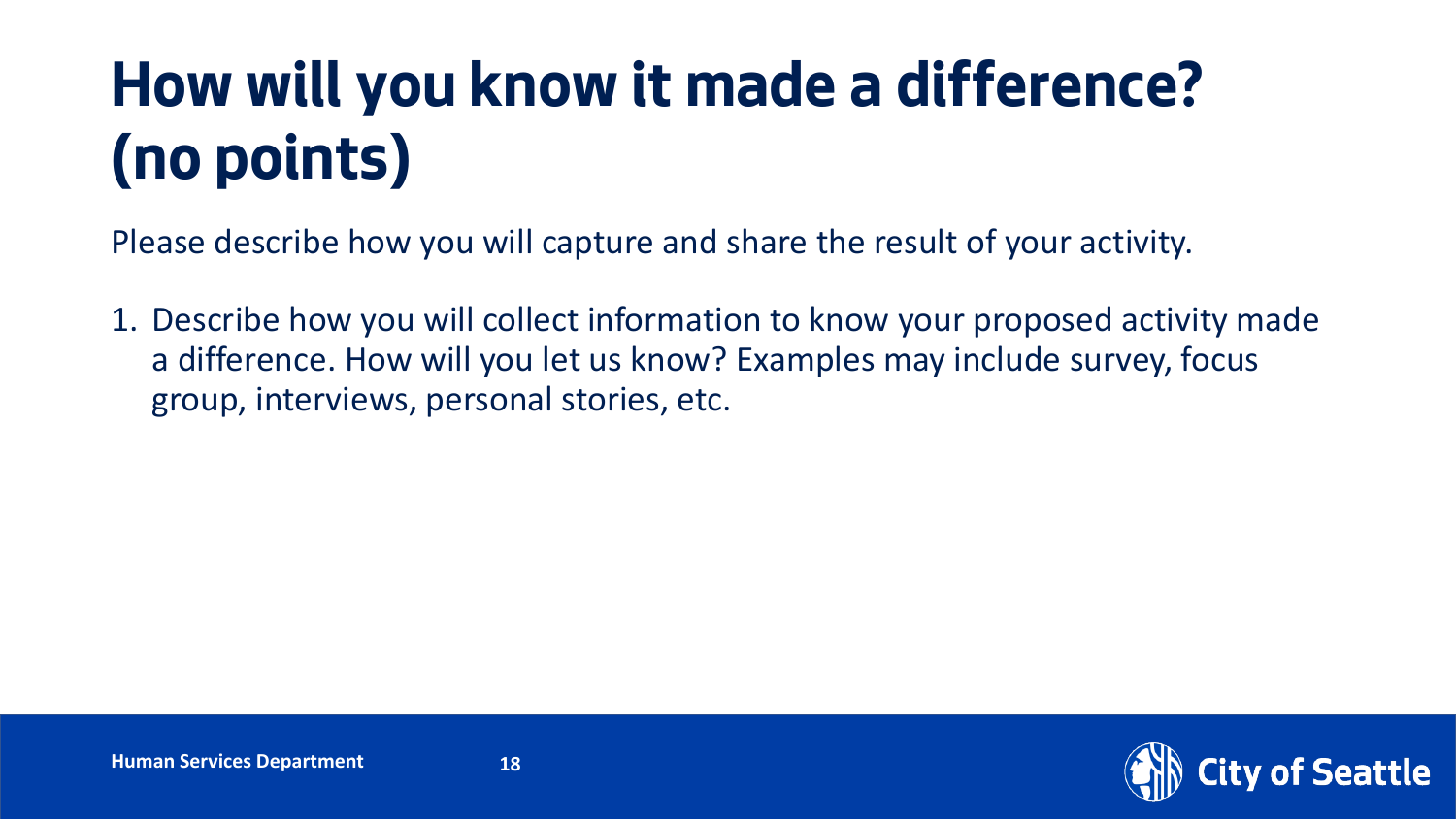# How will you know it made a difference? (no points)

Please describe how you will capture and share the result of your activity.

1. Describe how you will collect information to know your proposed activity made a difference. How will you let us know? Examples may include survey, focus group, interviews, personal stories, etc.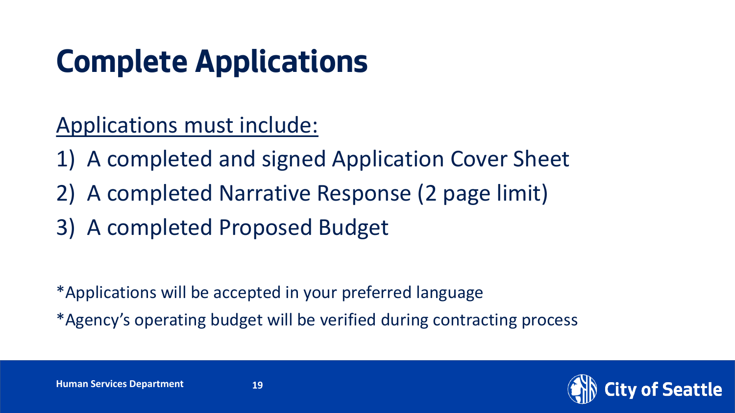# Complete Applications

<u>Applications must include:</u>

1) A completed and signed Application Cover Sheet
2) A completed Narrative Response (2 page limit)
3) A completed Proposed Budget

*Applications will be accepted in your preferred language

*Agency's operating budget will be verified during contracting process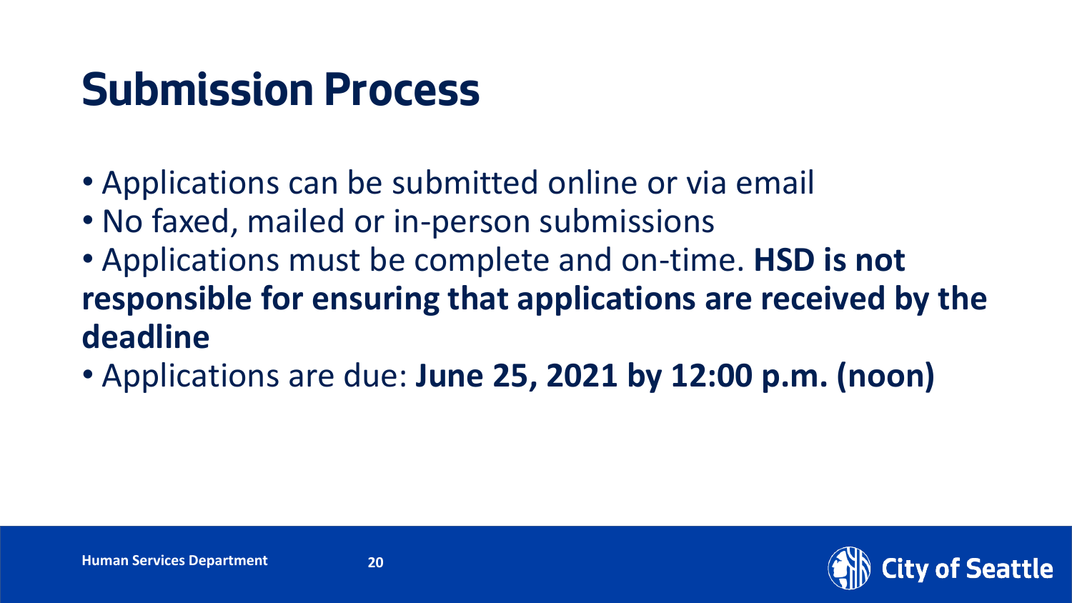# Submission Process

- Applications can be submitted online or via email
- No faxed, mailed or in-person submissions
- Applications must be complete and on-time. **HSD is not responsible for ensuring that applications are received by the deadline**
- Applications are due: **June 25, 2021 by 12:00 p.m. (noon)**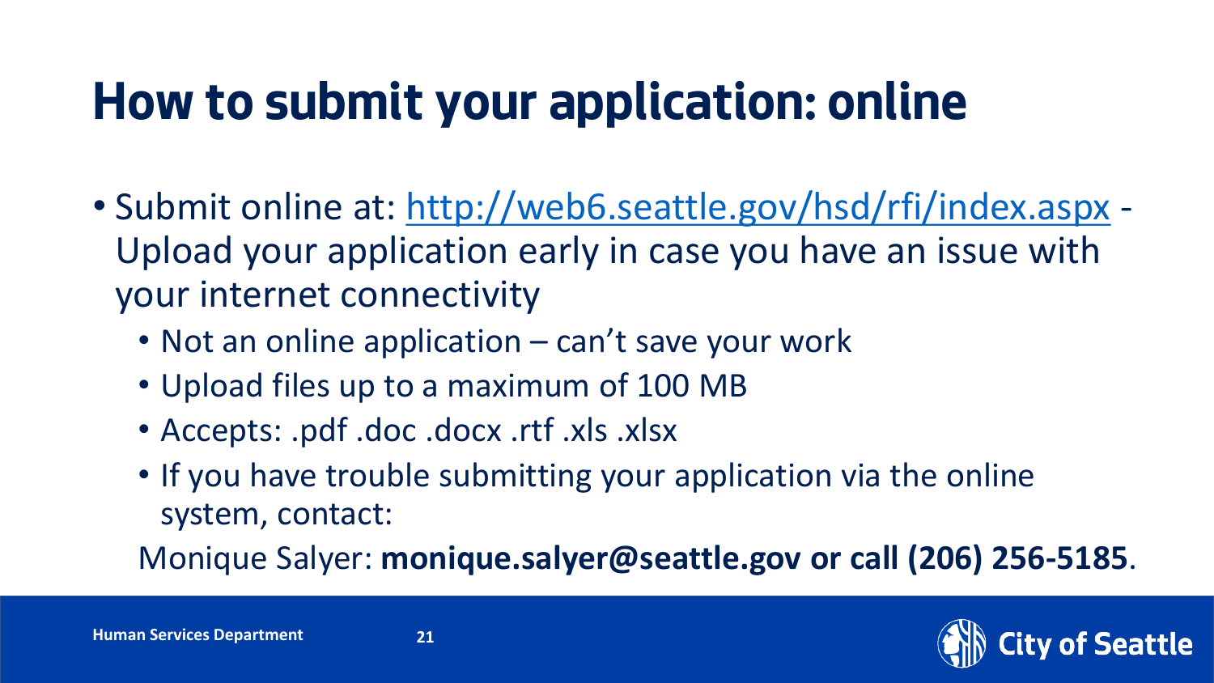# How to submit your application: online

- Submit online at: http://web6.seattle.gov/hsd/rfi/index.aspx - Upload your application early in case you have an issue with your internet connectivity
  - Not an online application – can't save your work
  - Upload files up to a maximum of 100 MB
  - Accepts: .pdf .doc .docx .rtf .xls .xlsx
  - If you have trouble submitting your application via the online system, contact:

  Monique Salyer: **monique.salyer@seattle.gov or call (206) 256-5185**.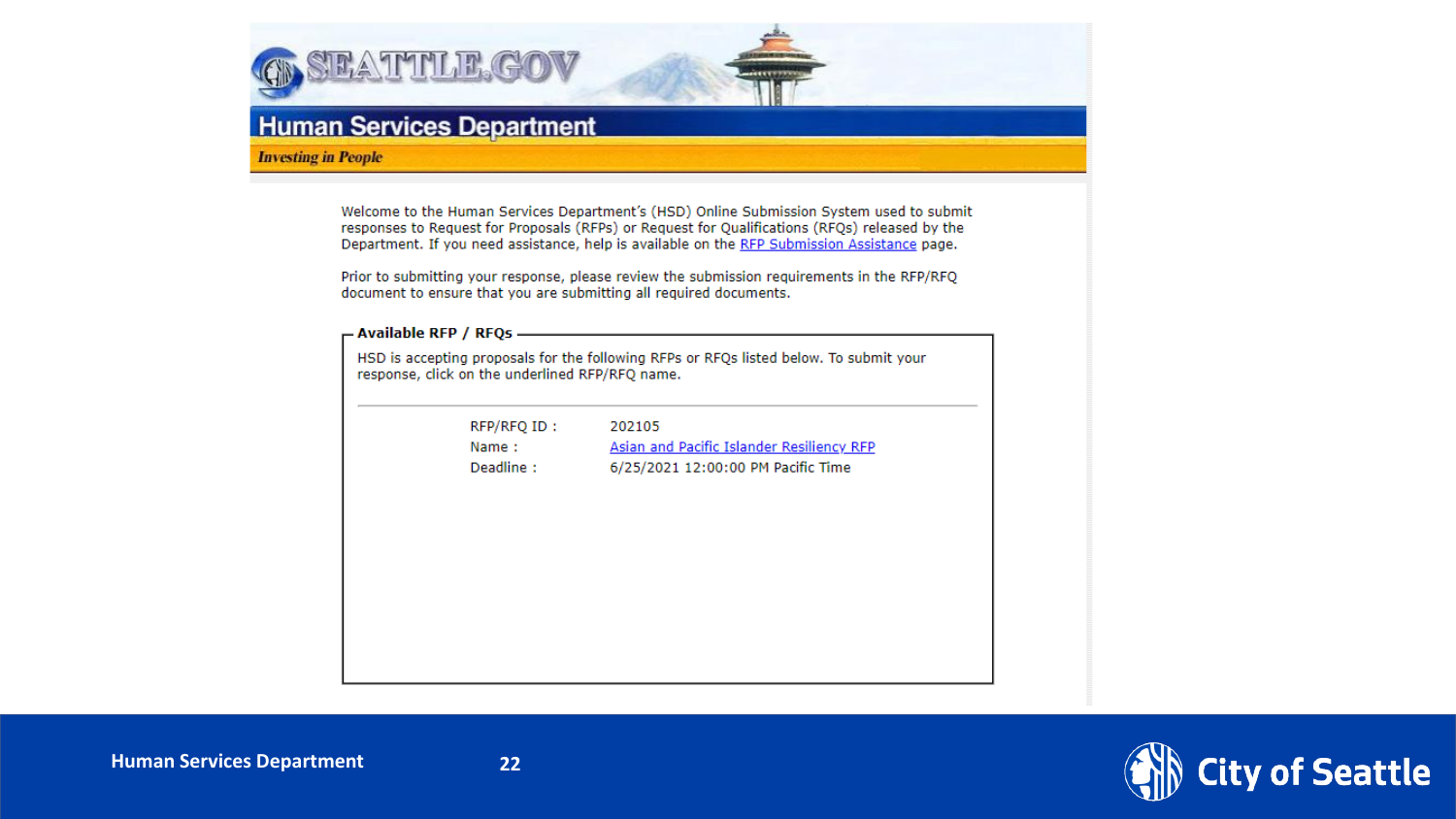# SEATTLE.GOV

## Human Services Department

*Investing in People*

Welcome to the Human Services Department's (HSD) Online Submission System used to submit responses to Request for Proposals (RFPs) or Request for Qualifications (RFQs) released by the Department. If you need assistance, help is available on the RFP Submission Assistance page.

Prior to submitting your response, please review the submission requirements in the RFP/RFQ document to ensure that you are submitting all required documents.

### Available RFP / RFQs

HSD is accepting proposals for the following RFPs or RFQs listed below. To submit your response, click on the underlined RFP/RFQ name.

| | |
|---|---|
| RFP/RFQ ID : | 202105 |
| Name : | Asian and Pacific Islander Resiliency RFP |
| Deadline : | 6/25/2021 12:00:00 PM Pacific Time |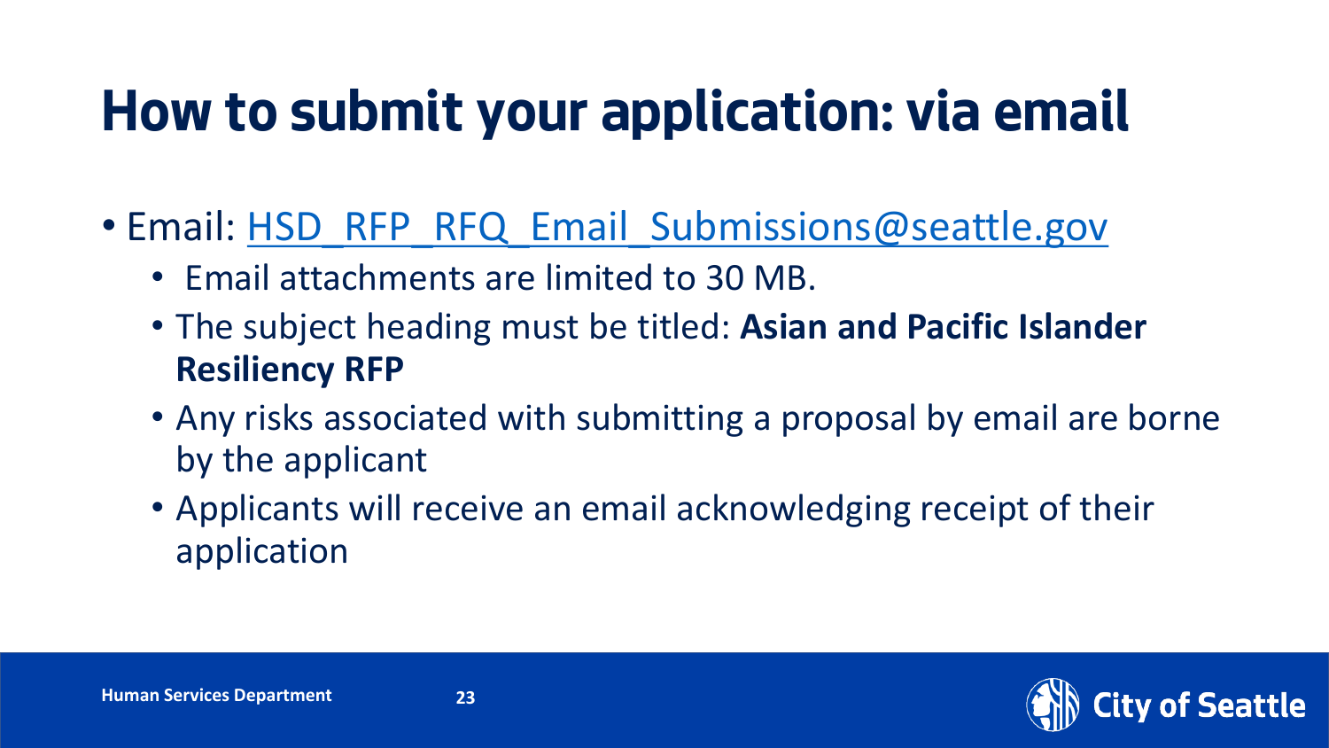# How to submit your application: via email

- Email: [HSD_RFP_RFQ_Email_Submissions@seattle.gov](mailto:HSD_RFP_RFQ_Email_Submissions@seattle.gov)
  - Email attachments are limited to 30 MB.
  - The subject heading must be titled: **Asian and Pacific Islander Resiliency RFP**
  - Any risks associated with submitting a proposal by email are borne by the applicant
  - Applicants will receive an email acknowledging receipt of their application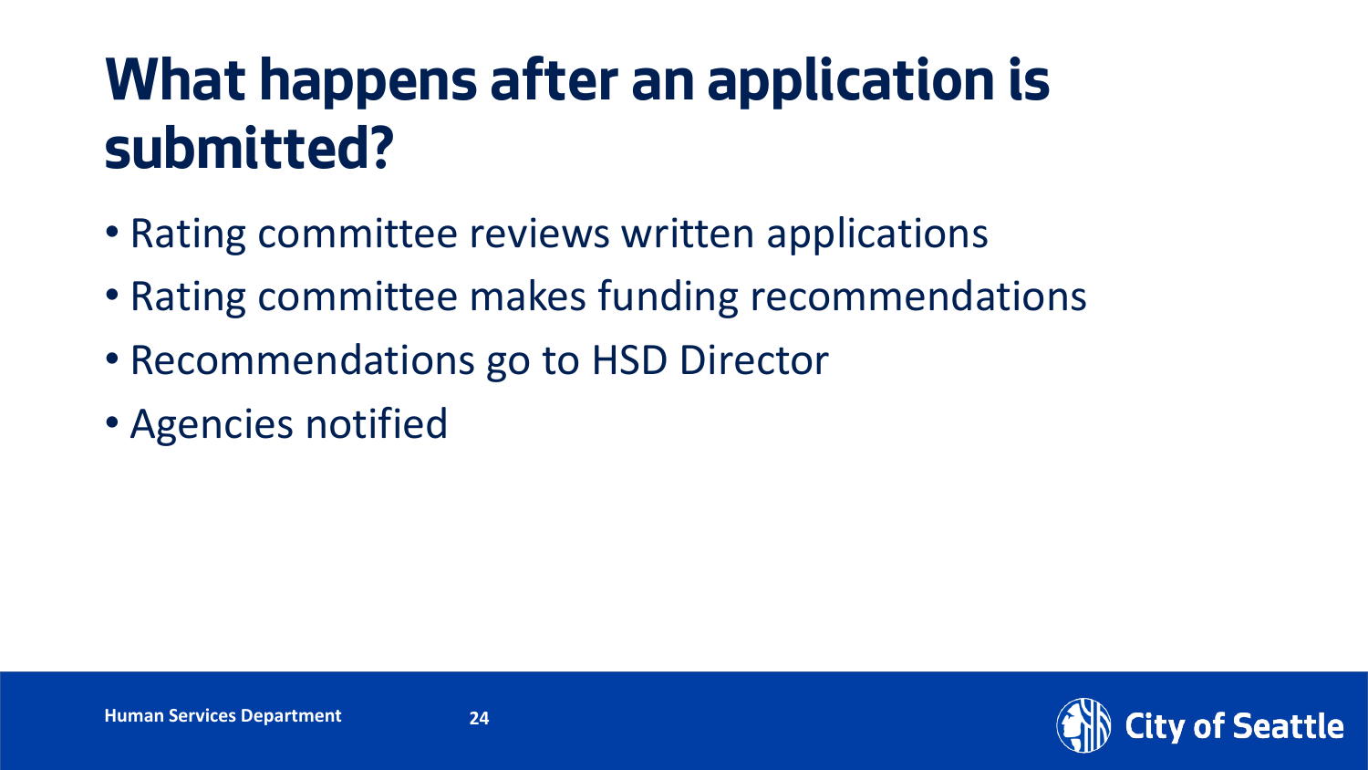# What happens after an application is submitted?

- Rating committee reviews written applications
- Rating committee makes funding recommendations
- Recommendations go to HSD Director
- Agencies notified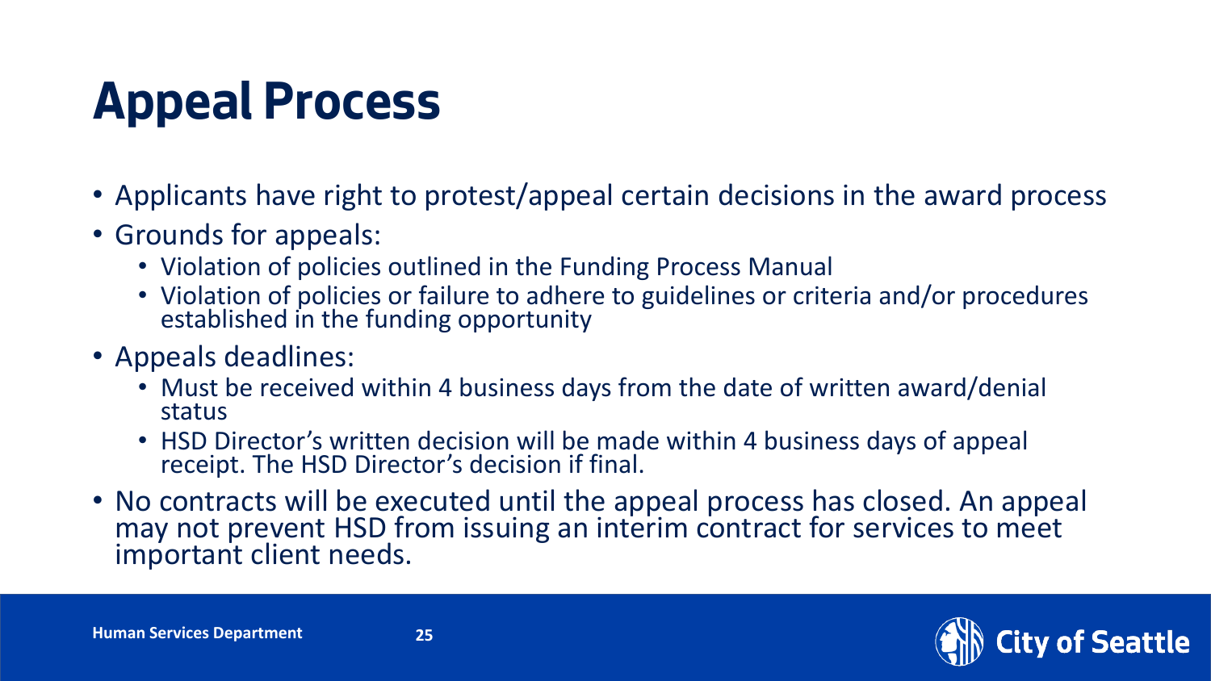# Appeal Process

- Applicants have right to protest/appeal certain decisions in the award process
- Grounds for appeals:
  - Violation of policies outlined in the Funding Process Manual
  - Violation of policies or failure to adhere to guidelines or criteria and/or procedures established in the funding opportunity
- Appeals deadlines:
  - Must be received within 4 business days from the date of written award/denial status
  - HSD Director's written decision will be made within 4 business days of appeal receipt. The HSD Director's decision if final.
- No contracts will be executed until the appeal process has closed. An appeal may not prevent HSD from issuing an interim contract for services to meet important client needs.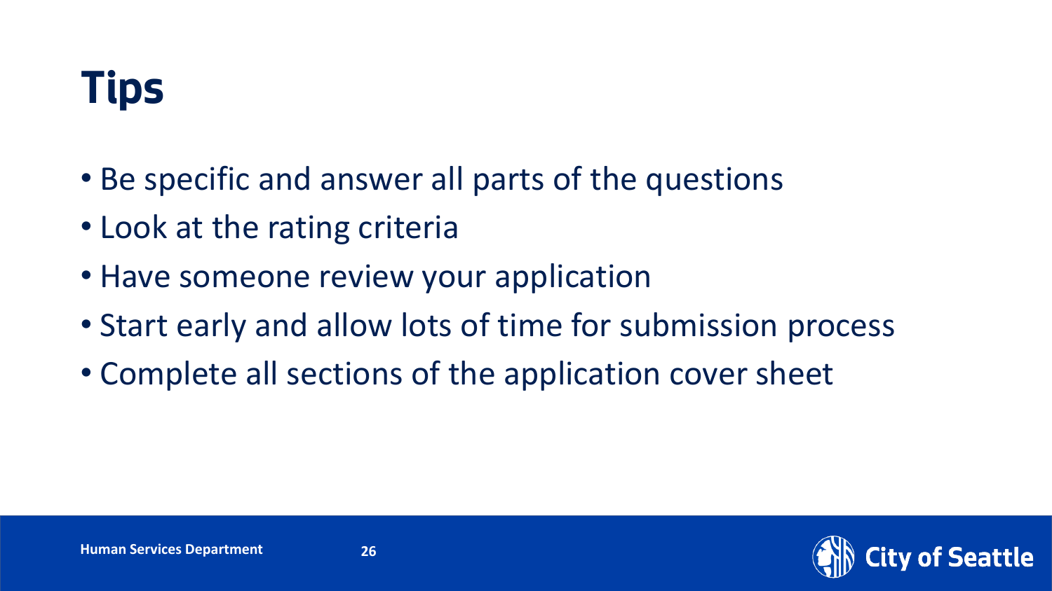# Tips

- Be specific and answer all parts of the questions
- Look at the rating criteria
- Have someone review your application
- Start early and allow lots of time for submission process
- Complete all sections of the application cover sheet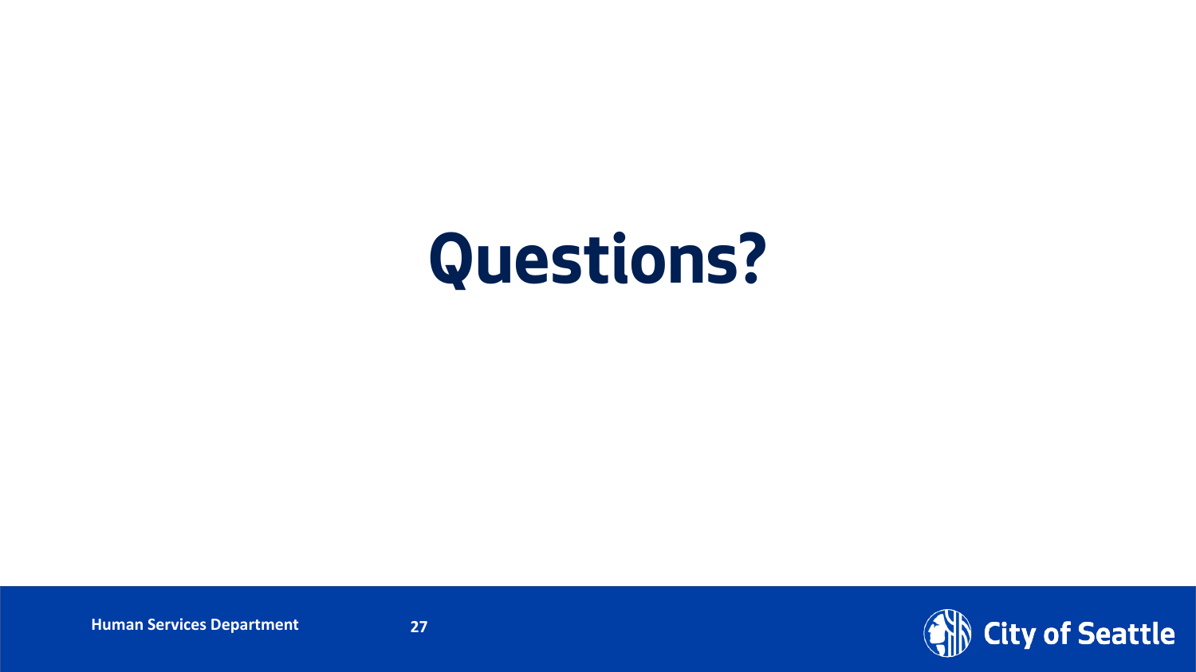# Questions?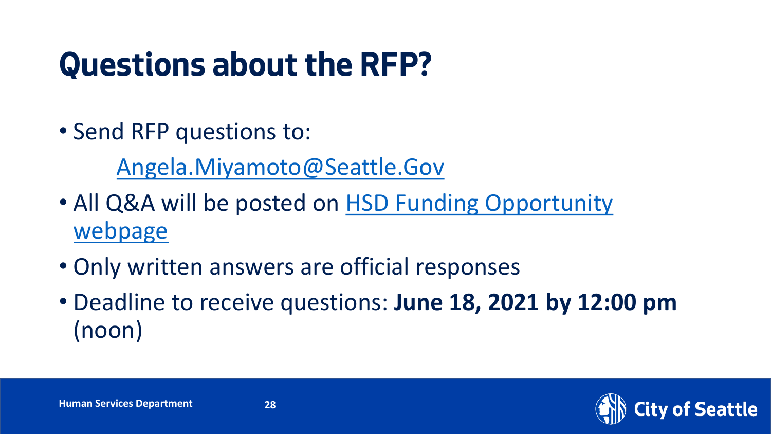# Questions about the RFP?

- Send RFP questions to:

  Angela.Miyamoto@Seattle.Gov

- All Q&A will be posted on HSD Funding Opportunity webpage
- Only written answers are official responses
- Deadline to receive questions: **June 18, 2021 by 12:00 pm** (noon)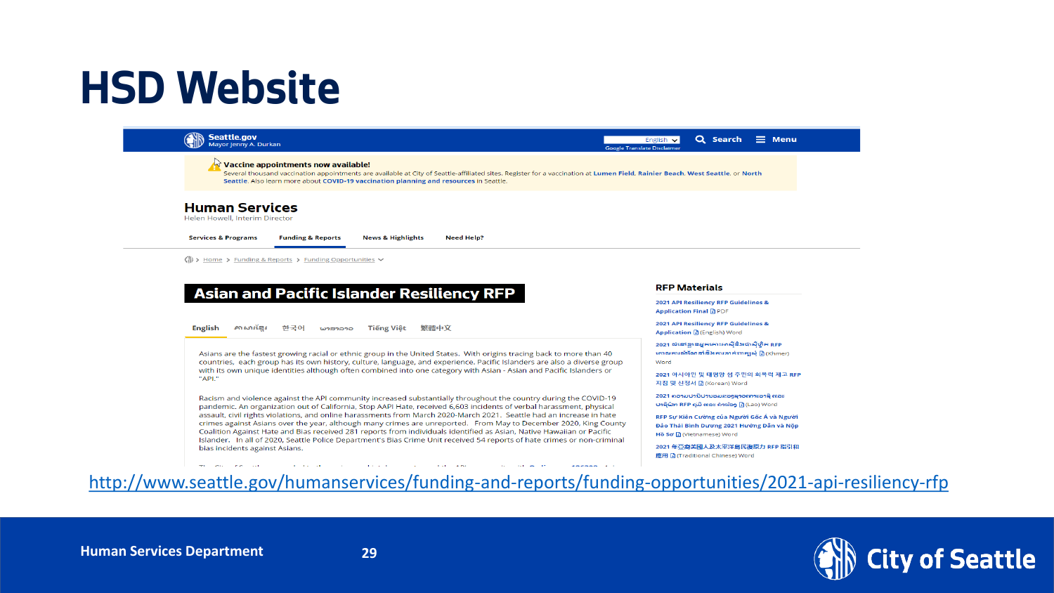# HSD Website

Seattle.gov
Mayor Jenny A. Durkan

English
Google Translate Disclaimer

Search

Menu

**Vaccine appointments now available!**
Several thousand vaccination appointments are available at City of Seattle-affiliated sites. Register for a vaccination at Lumen Field, Rainier Beach, West Seattle, or North Seattle. Also learn more about COVID-19 vaccination planning and resources in Seattle.

## Human Services

Helen Howell, Interim Director

Services & Programs | Funding & Reports | News & Highlights | Need Help?

Home > Funding & Reports > Funding Opportunities

### Asian and Pacific Islander Resiliency RFP

English | ភាសាខ្មែរ | 한국어 | ພາສາລາວ | Tiếng Việt | 繁體中文

Asians are the fastest growing racial or ethnic group in the United States. With origins tracing back to more than 40 countries, each group has its own history, culture, language, and experience. Pacific Islanders are also a diverse group with its own unique identities although often combined into one category with Asian - Asian and Pacific Islanders or "API."

Racism and violence against the API community increased substantially throughout the country during the COVID-19 pandemic. An organization out of California, Stop AAPI Hate, received 6,603 incidents of verbal harassment, physical assault, civil rights violations, and online harassments from March 2020-March 2021. Seattle had an increase in hate crimes against Asians over the year, although many crimes are unreported. From May to December 2020, King County Coalition Against Hate and Bias received 281 reports from individuals identified as Asian, Native Hawaiian or Pacific Islander. In all of 2020, Seattle Police Department's Bias Crime Unit received 54 reports of hate crimes or non-criminal bias incidents against Asians.

**RFP Materials**

- 2021 API Resiliency RFP Guidelines & Application Final (PDF)
- 2021 API Resiliency RFP Guidelines & Application (English) Word
- 2021 ឯកសារណែនាំ RFP (Khmer) Word
- 2021 아시아인 및 태평양 섬 주민의 회복력 제고 RFP 지침 및 신청서 (Korean) Word
- 2021 ຄວາມປາບປາ RFP (Lao) Word
- RFP Sự Kiên Cường của Người Gốc Á và Người Đảo Thái Bình Dương 2021 Hướng Dẫn và Nộp Hồ Sơ (Vietnamese) Word
- 2021 年亞裔美國人及太平洋島民復原力 RFP 指引和應用 (Traditional Chinese) Word

http://www.seattle.gov/humanservices/funding-and-reports/funding-opportunities/2021-api-resiliency-rfp

Human Services Department

City of Seattle